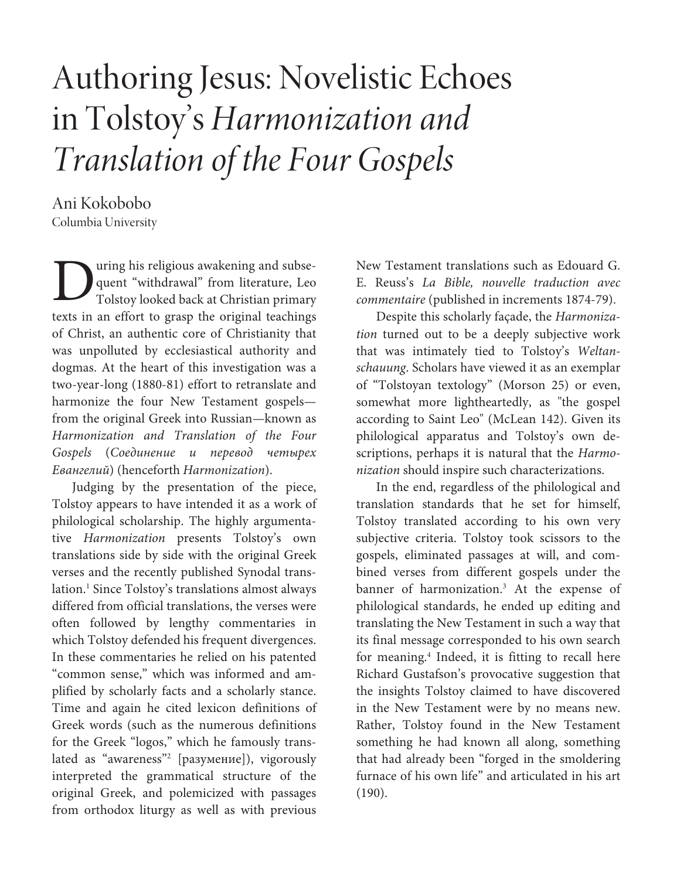# Authoring Jesus: Novelistic Echoes in Tolstoy's *Harmonization and Translation of the Four Gospels*

Ani Kokobobo
Columbia University

During his religious awakening and subsequent "withdrawal" from literature, Leo Tolstoy looked back at Christian primary texts in an effort to grasp the original teachings of Christ, an authentic core of Christianity that was unpolluted by ecclesiastical authority and dogmas. At the heart of this investigation was a two-year-long (1880-81) effort to retranslate and harmonize the four New Testament gospels—from the original Greek into Russian—known as *Harmonization and Translation of the Four Gospels* (*Соединение и перевод четырех Евангелий*) (henceforth *Harmonization*).

Judging by the presentation of the piece, Tolstoy appears to have intended it as a work of philological scholarship. The highly argumentative *Harmonization* presents Tolstoy's own translations side by side with the original Greek verses and the recently published Synodal translation.[1] Since Tolstoy's translations almost always differed from official translations, the verses were often followed by lengthy commentaries in which Tolstoy defended his frequent divergences. In these commentaries he relied on his patented "common sense," which was informed and amplified by scholarly facts and a scholarly stance. Time and again he cited lexicon definitions of Greek words (such as the numerous definitions for the Greek "logos," which he famously translated as "awareness"[2] [разумение]), vigorously interpreted the grammatical structure of the original Greek, and polemicized with passages from orthodox liturgy as well as with previous New Testament translations such as Edouard G. E. Reuss's *La Bible, nouvelle traduction avec commentaire* (published in increments 1874-79).

Despite this scholarly façade, the *Harmonization* turned out to be a deeply subjective work that was intimately tied to Tolstoy's *Weltanschauung*. Scholars have viewed it as an exemplar of "Tolstoyan textology" (Morson 25) or even, somewhat more lightheartedly, as "the gospel according to Saint Leo" (McLean 142). Given its philological apparatus and Tolstoy's own descriptions, perhaps it is natural that the *Harmonization* should inspire such characterizations.

In the end, regardless of the philological and translation standards that he set for himself, Tolstoy translated according to his own very subjective criteria. Tolstoy took scissors to the gospels, eliminated passages at will, and combined verses from different gospels under the banner of harmonization.[3] At the expense of philological standards, he ended up editing and translating the New Testament in such a way that its final message corresponded to his own search for meaning.[4] Indeed, it is fitting to recall here Richard Gustafson's provocative suggestion that the insights Tolstoy claimed to have discovered in the New Testament were by no means new. Rather, Tolstoy found in the New Testament something he had known all along, something that had already been "forged in the smoldering furnace of his own life" and articulated in his art (190).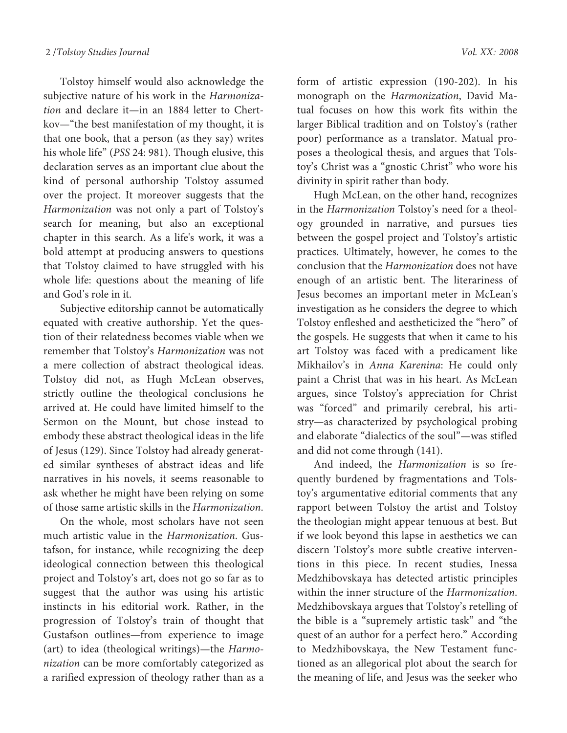Tolstoy himself would also acknowledge the subjective nature of his work in the *Harmonization* and declare it—in an 1884 letter to Chertkov—"the best manifestation of my thought, it is that one book, that a person (as they say) writes his whole life" (*PSS* 24: 981). Though elusive, this declaration serves as an important clue about the kind of personal authorship Tolstoy assumed over the project. It moreover suggests that the *Harmonization* was not only a part of Tolstoy's search for meaning, but also an exceptional chapter in this search. As a life's work, it was a bold attempt at producing answers to questions that Tolstoy claimed to have struggled with his whole life: questions about the meaning of life and God's role in it.

Subjective editorship cannot be automatically equated with creative authorship. Yet the question of their relatedness becomes viable when we remember that Tolstoy's *Harmonization* was not a mere collection of abstract theological ideas. Tolstoy did not, as Hugh McLean observes, strictly outline the theological conclusions he arrived at. He could have limited himself to the Sermon on the Mount, but chose instead to embody these abstract theological ideas in the life of Jesus (129). Since Tolstoy had already generated similar syntheses of abstract ideas and life narratives in his novels, it seems reasonable to ask whether he might have been relying on some of those same artistic skills in the *Harmonization*.

On the whole, most scholars have not seen much artistic value in the *Harmonization*. Gustafson, for instance, while recognizing the deep ideological connection between this theological project and Tolstoy's art, does not go so far as to suggest that the author was using his artistic instincts in his editorial work. Rather, in the progression of Tolstoy's train of thought that Gustafson outlines—from experience to image (art) to idea (theological writings)—the *Harmonization* can be more comfortably categorized as a rarified expression of theology rather than as a form of artistic expression (190-202). In his monograph on the *Harmonization*, David Matual focuses on how this work fits within the larger Biblical tradition and on Tolstoy's (rather poor) performance as a translator. Matual proposes a theological thesis, and argues that Tolstoy's Christ was a "gnostic Christ" who wore his divinity in spirit rather than body.

Hugh McLean, on the other hand, recognizes in the *Harmonization* Tolstoy's need for a theology grounded in narrative, and pursues ties between the gospel project and Tolstoy's artistic practices. Ultimately, however, he comes to the conclusion that the *Harmonization* does not have enough of an artistic bent. The literariness of Jesus becomes an important meter in McLean's investigation as he considers the degree to which Tolstoy enfleshed and aestheticized the "hero" of the gospels. He suggests that when it came to his art Tolstoy was faced with a predicament like Mikhailov's in *Anna Karenina*: He could only paint a Christ that was in his heart. As McLean argues, since Tolstoy's appreciation for Christ was "forced" and primarily cerebral, his artistry—as characterized by psychological probing and elaborate "dialectics of the soul"—was stifled and did not come through (141).

And indeed, the *Harmonization* is so frequently burdened by fragmentations and Tolstoy's argumentative editorial comments that any rapport between Tolstoy the artist and Tolstoy the theologian might appear tenuous at best. But if we look beyond this lapse in aesthetics we can discern Tolstoy's more subtle creative interventions in this piece. In recent studies, Inessa Medzhibovskaya has detected artistic principles within the inner structure of the *Harmonization*. Medzhibovskaya argues that Tolstoy's retelling of the bible is a "supremely artistic task" and "the quest of an author for a perfect hero." According to Medzhibovskaya, the New Testament functioned as an allegorical plot about the search for the meaning of life, and Jesus was the seeker who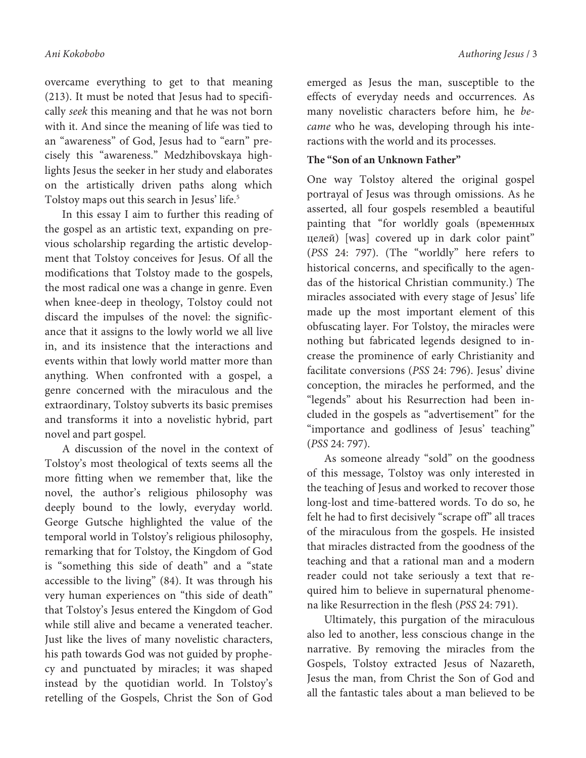overcame everything to get to that meaning (213). It must be noted that Jesus had to specifically *seek* this meaning and that he was not born with it. And since the meaning of life was tied to an "awareness" of God, Jesus had to "earn" precisely this "awareness." Medzhibovskaya highlights Jesus the seeker in her study and elaborates on the artistically driven paths along which Tolstoy maps out this search in Jesus' life.[5]

In this essay I aim to further this reading of the gospel as an artistic text, expanding on previous scholarship regarding the artistic development that Tolstoy conceives for Jesus. Of all the modifications that Tolstoy made to the gospels, the most radical one was a change in genre. Even when knee-deep in theology, Tolstoy could not discard the impulses of the novel: the significance that it assigns to the lowly world we all live in, and its insistence that the interactions and events within that lowly world matter more than anything. When confronted with a gospel, a genre concerned with the miraculous and the extraordinary, Tolstoy subverts its basic premises and transforms it into a novelistic hybrid, part novel and part gospel.

A discussion of the novel in the context of Tolstoy's most theological of texts seems all the more fitting when we remember that, like the novel, the author's religious philosophy was deeply bound to the lowly, everyday world. George Gutsche highlighted the value of the temporal world in Tolstoy's religious philosophy, remarking that for Tolstoy, the Kingdom of God is "something this side of death" and a "state accessible to the living" (84). It was through his very human experiences on "this side of death" that Tolstoy's Jesus entered the Kingdom of God while still alive and became a venerated teacher. Just like the lives of many novelistic characters, his path towards God was not guided by prophecy and punctuated by miracles; it was shaped instead by the quotidian world. In Tolstoy's retelling of the Gospels, Christ the Son of God emerged as Jesus the man, susceptible to the effects of everyday needs and occurrences. As many novelistic characters before him, he *became* who he was, developing through his interactions with the world and its processes.

**The "Son of an Unknown Father"**

One way Tolstoy altered the original gospel portrayal of Jesus was through omissions. As he asserted, all four gospels resembled a beautiful painting that "for worldly goals (временных целей) [was] covered up in dark color paint" (*PSS* 24: 797). (The "worldly" here refers to historical concerns, and specifically to the agendas of the historical Christian community.) The miracles associated with every stage of Jesus' life made up the most important element of this obfuscating layer. For Tolstoy, the miracles were nothing but fabricated legends designed to increase the prominence of early Christianity and facilitate conversions (*PSS* 24: 796). Jesus' divine conception, the miracles he performed, and the "legends" about his Resurrection had been included in the gospels as "advertisement" for the "importance and godliness of Jesus' teaching" (*PSS* 24: 797).

As someone already "sold" on the goodness of this message, Tolstoy was only interested in the teaching of Jesus and worked to recover those long-lost and time-battered words. To do so, he felt he had to first decisively "scrape off" all traces of the miraculous from the gospels. He insisted that miracles distracted from the goodness of the teaching and that a rational man and a modern reader could not take seriously a text that required him to believe in supernatural phenomena like Resurrection in the flesh (*PSS* 24: 791).

Ultimately, this purgation of the miraculous also led to another, less conscious change in the narrative. By removing the miracles from the Gospels, Tolstoy extracted Jesus of Nazareth, Jesus the man, from Christ the Son of God and all the fantastic tales about a man believed to be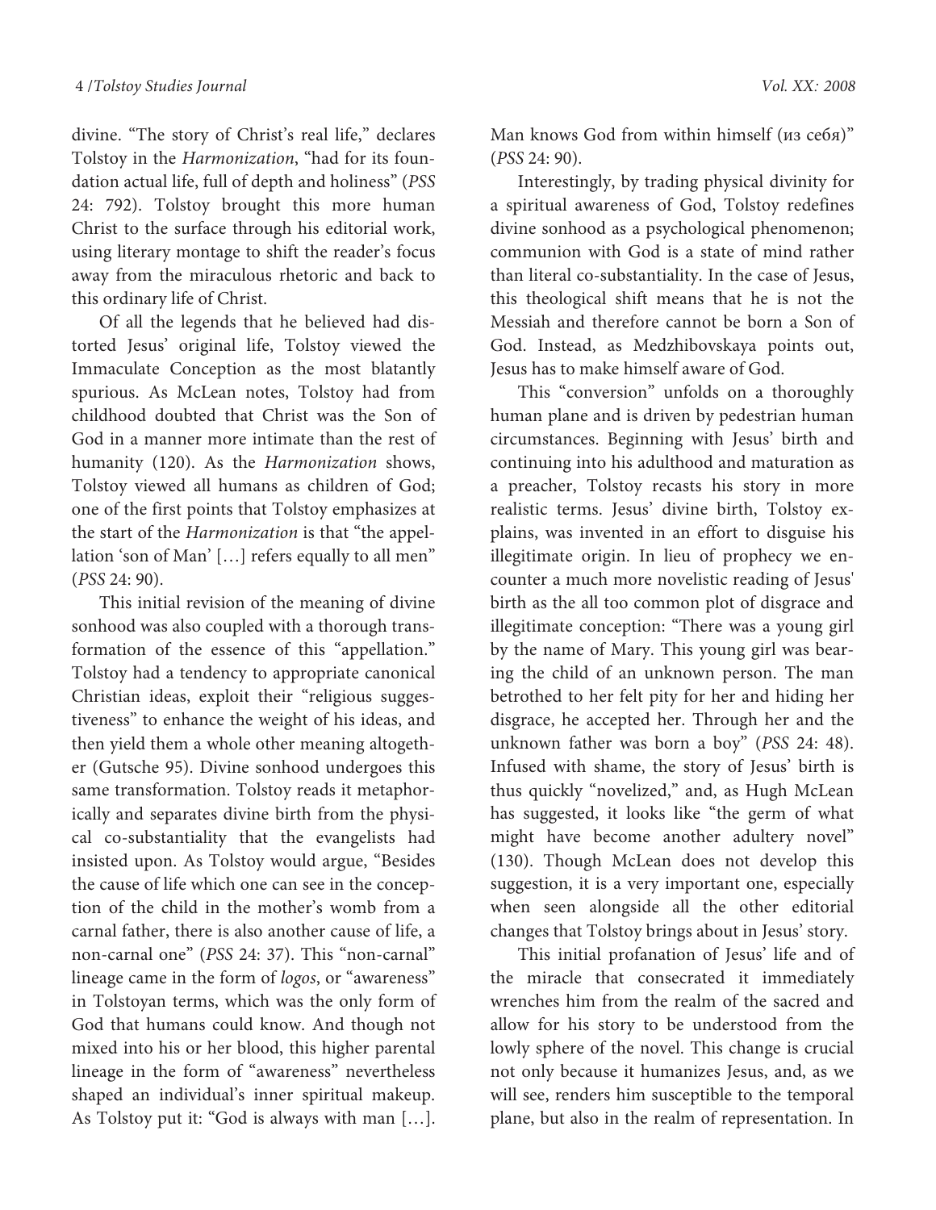divine. "The story of Christ's real life," declares Tolstoy in the *Harmonization*, "had for its foundation actual life, full of depth and holiness" (*PSS* 24: 792). Tolstoy brought this more human Christ to the surface through his editorial work, using literary montage to shift the reader's focus away from the miraculous rhetoric and back to this ordinary life of Christ.

Of all the legends that he believed had distorted Jesus' original life, Tolstoy viewed the Immaculate Conception as the most blatantly spurious. As McLean notes, Tolstoy had from childhood doubted that Christ was the Son of God in a manner more intimate than the rest of humanity (120). As the *Harmonization* shows, Tolstoy viewed all humans as children of God; one of the first points that Tolstoy emphasizes at the start of the *Harmonization* is that "the appellation 'son of Man' […] refers equally to all men" (*PSS* 24: 90).

This initial revision of the meaning of divine sonhood was also coupled with a thorough transformation of the essence of this "appellation." Tolstoy had a tendency to appropriate canonical Christian ideas, exploit their "religious suggestiveness" to enhance the weight of his ideas, and then yield them a whole other meaning altogether (Gutsche 95). Divine sonhood undergoes this same transformation. Tolstoy reads it metaphorically and separates divine birth from the physical co-substantiality that the evangelists had insisted upon. As Tolstoy would argue, "Besides the cause of life which one can see in the conception of the child in the mother's womb from a carnal father, there is also another cause of life, a non-carnal one" (*PSS* 24: 37). This "non-carnal" lineage came in the form of *logos*, or "awareness" in Tolstoyan terms, which was the only form of God that humans could know. And though not mixed into his or her blood, this higher parental lineage in the form of "awareness" nevertheless shaped an individual's inner spiritual makeup. As Tolstoy put it: "God is always with man […]. Man knows God from within himself (из себя)" (*PSS* 24: 90).

Interestingly, by trading physical divinity for a spiritual awareness of God, Tolstoy redefines divine sonhood as a psychological phenomenon; communion with God is a state of mind rather than literal co-substantiality. In the case of Jesus, this theological shift means that he is not the Messiah and therefore cannot be born a Son of God. Instead, as Medzhibovskaya points out, Jesus has to make himself aware of God.

This "conversion" unfolds on a thoroughly human plane and is driven by pedestrian human circumstances. Beginning with Jesus' birth and continuing into his adulthood and maturation as a preacher, Tolstoy recasts his story in more realistic terms. Jesus' divine birth, Tolstoy explains, was invented in an effort to disguise his illegitimate origin. In lieu of prophecy we encounter a much more novelistic reading of Jesus' birth as the all too common plot of disgrace and illegitimate conception: "There was a young girl by the name of Mary. This young girl was bearing the child of an unknown person. The man betrothed to her felt pity for her and hiding her disgrace, he accepted her. Through her and the unknown father was born a boy" (*PSS* 24: 48). Infused with shame, the story of Jesus' birth is thus quickly "novelized," and, as Hugh McLean has suggested, it looks like "the germ of what might have become another adultery novel" (130). Though McLean does not develop this suggestion, it is a very important one, especially when seen alongside all the other editorial changes that Tolstoy brings about in Jesus' story.

This initial profanation of Jesus' life and of the miracle that consecrated it immediately wrenches him from the realm of the sacred and allow for his story to be understood from the lowly sphere of the novel. This change is crucial not only because it humanizes Jesus, and, as we will see, renders him susceptible to the temporal plane, but also in the realm of representation. In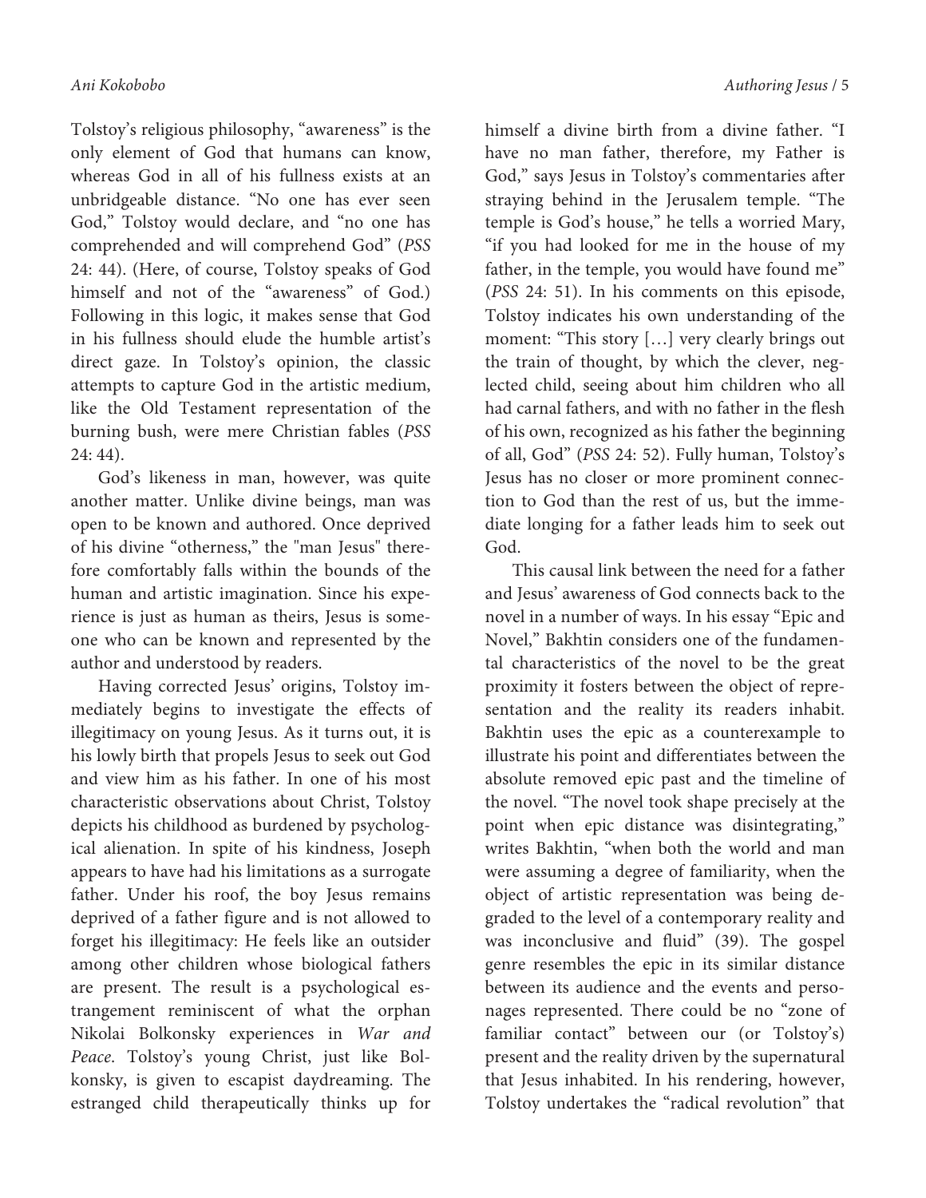Tolstoy's religious philosophy, "awareness" is the only element of God that humans can know, whereas God in all of his fullness exists at an unbridgeable distance. "No one has ever seen God," Tolstoy would declare, and "no one has comprehended and will comprehend God" (*PSS* 24: 44). (Here, of course, Tolstoy speaks of God himself and not of the "awareness" of God.) Following in this logic, it makes sense that God in his fullness should elude the humble artist's direct gaze. In Tolstoy's opinion, the classic attempts to capture God in the artistic medium, like the Old Testament representation of the burning bush, were mere Christian fables (*PSS* 24: 44).

God's likeness in man, however, was quite another matter. Unlike divine beings, man was open to be known and authored. Once deprived of his divine "otherness," the "man Jesus" therefore comfortably falls within the bounds of the human and artistic imagination. Since his experience is just as human as theirs, Jesus is someone who can be known and represented by the author and understood by readers.

Having corrected Jesus' origins, Tolstoy immediately begins to investigate the effects of illegitimacy on young Jesus. As it turns out, it is his lowly birth that propels Jesus to seek out God and view him as his father. In one of his most characteristic observations about Christ, Tolstoy depicts his childhood as burdened by psychological alienation. In spite of his kindness, Joseph appears to have had his limitations as a surrogate father. Under his roof, the boy Jesus remains deprived of a father figure and is not allowed to forget his illegitimacy: He feels like an outsider among other children whose biological fathers are present. The result is a psychological estrangement reminiscent of what the orphan Nikolai Bolkonsky experiences in *War and Peace*. Tolstoy's young Christ, just like Bolkonsky, is given to escapist daydreaming. The estranged child therapeutically thinks up for himself a divine birth from a divine father. "I have no man father, therefore, my Father is God," says Jesus in Tolstoy's commentaries after straying behind in the Jerusalem temple. "The temple is God's house," he tells a worried Mary, "if you had looked for me in the house of my father, in the temple, you would have found me" (*PSS* 24: 51). In his comments on this episode, Tolstoy indicates his own understanding of the moment: "This story […] very clearly brings out the train of thought, by which the clever, neglected child, seeing about him children who all had carnal fathers, and with no father in the flesh of his own, recognized as his father the beginning of all, God" (*PSS* 24: 52). Fully human, Tolstoy's Jesus has no closer or more prominent connection to God than the rest of us, but the immediate longing for a father leads him to seek out God.

This causal link between the need for a father and Jesus' awareness of God connects back to the novel in a number of ways. In his essay "Epic and Novel," Bakhtin considers one of the fundamental characteristics of the novel to be the great proximity it fosters between the object of representation and the reality its readers inhabit. Bakhtin uses the epic as a counterexample to illustrate his point and differentiates between the absolute removed epic past and the timeline of the novel. "The novel took shape precisely at the point when epic distance was disintegrating," writes Bakhtin, "when both the world and man were assuming a degree of familiarity, when the object of artistic representation was being degraded to the level of a contemporary reality and was inconclusive and fluid" (39). The gospel genre resembles the epic in its similar distance between its audience and the events and personages represented. There could be no "zone of familiar contact" between our (or Tolstoy's) present and the reality driven by the supernatural that Jesus inhabited. In his rendering, however, Tolstoy undertakes the "radical revolution" that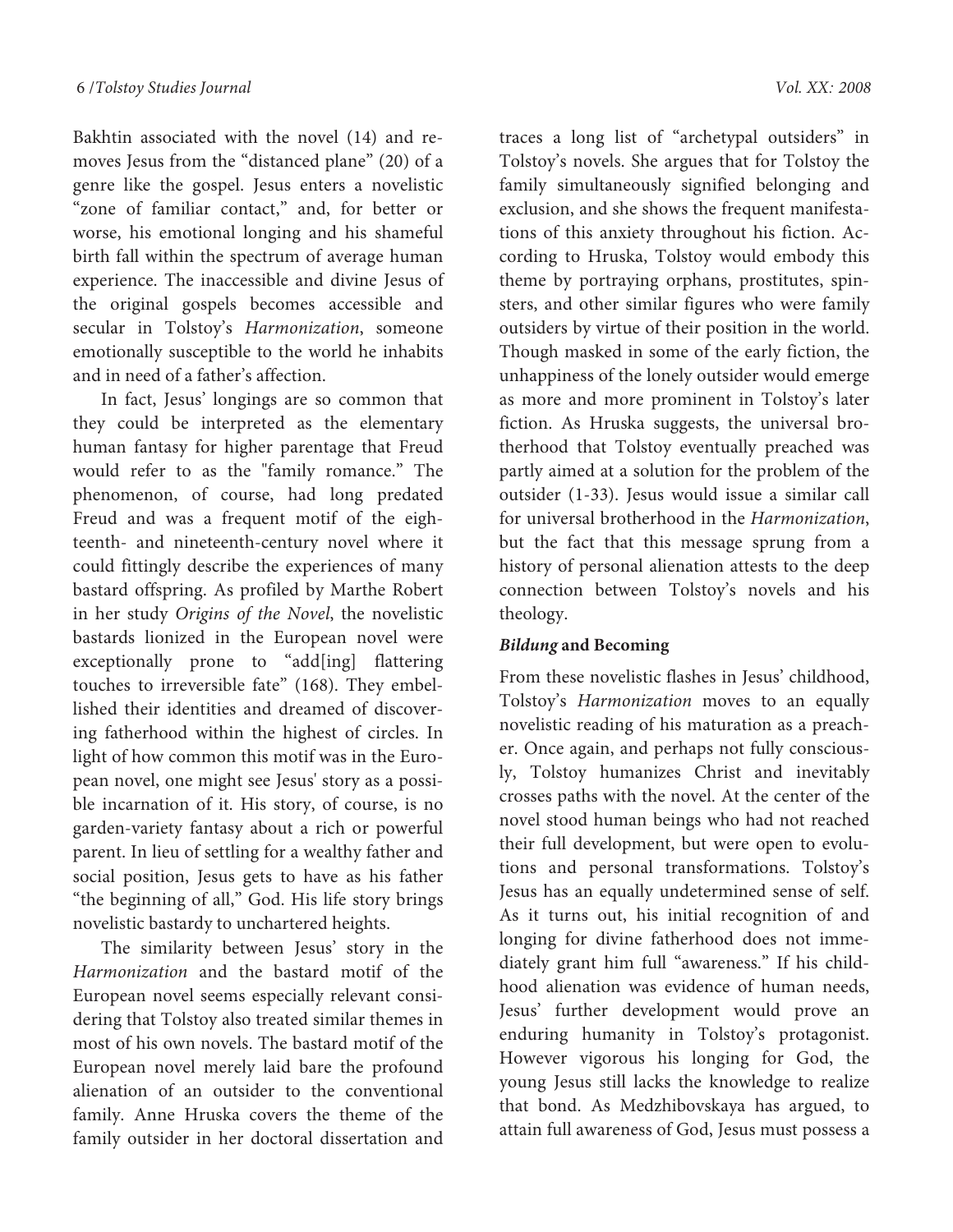Bakhtin associated with the novel (14) and removes Jesus from the "distanced plane" (20) of a genre like the gospel. Jesus enters a novelistic "zone of familiar contact," and, for better or worse, his emotional longing and his shameful birth fall within the spectrum of average human experience. The inaccessible and divine Jesus of the original gospels becomes accessible and secular in Tolstoy's *Harmonization*, someone emotionally susceptible to the world he inhabits and in need of a father's affection.

In fact, Jesus' longings are so common that they could be interpreted as the elementary human fantasy for higher parentage that Freud would refer to as the "family romance." The phenomenon, of course, had long predated Freud and was a frequent motif of the eighteenth- and nineteenth-century novel where it could fittingly describe the experiences of many bastard offspring. As profiled by Marthe Robert in her study *Origins of the Novel*, the novelistic bastards lionized in the European novel were exceptionally prone to "add[ing] flattering touches to irreversible fate" (168). They embellished their identities and dreamed of discovering fatherhood within the highest of circles. In light of how common this motif was in the European novel, one might see Jesus' story as a possible incarnation of it. His story, of course, is no garden-variety fantasy about a rich or powerful parent. In lieu of settling for a wealthy father and social position, Jesus gets to have as his father "the beginning of all," God. His life story brings novelistic bastardy to unchartered heights.

The similarity between Jesus' story in the *Harmonization* and the bastard motif of the European novel seems especially relevant considering that Tolstoy also treated similar themes in most of his own novels. The bastard motif of the European novel merely laid bare the profound alienation of an outsider to the conventional family. Anne Hruska covers the theme of the family outsider in her doctoral dissertation and traces a long list of "archetypal outsiders" in Tolstoy's novels. She argues that for Tolstoy the family simultaneously signified belonging and exclusion, and she shows the frequent manifestations of this anxiety throughout his fiction. According to Hruska, Tolstoy would embody this theme by portraying orphans, prostitutes, spinsters, and other similar figures who were family outsiders by virtue of their position in the world. Though masked in some of the early fiction, the unhappiness of the lonely outsider would emerge as more and more prominent in Tolstoy's later fiction. As Hruska suggests, the universal brotherhood that Tolstoy eventually preached was partly aimed at a solution for the problem of the outsider (1-33). Jesus would issue a similar call for universal brotherhood in the *Harmonization*, but the fact that this message sprung from a history of personal alienation attests to the deep connection between Tolstoy's novels and his theology.

### ***Bildung* and Becoming**

From these novelistic flashes in Jesus' childhood, Tolstoy's *Harmonization* moves to an equally novelistic reading of his maturation as a preacher. Once again, and perhaps not fully consciously, Tolstoy humanizes Christ and inevitably crosses paths with the novel. At the center of the novel stood human beings who had not reached their full development, but were open to evolutions and personal transformations. Tolstoy's Jesus has an equally undetermined sense of self. As it turns out, his initial recognition of and longing for divine fatherhood does not immediately grant him full "awareness." If his childhood alienation was evidence of human needs, Jesus' further development would prove an enduring humanity in Tolstoy's protagonist. However vigorous his longing for God, the young Jesus still lacks the knowledge to realize that bond. As Medzhibovskaya has argued, to attain full awareness of God, Jesus must possess a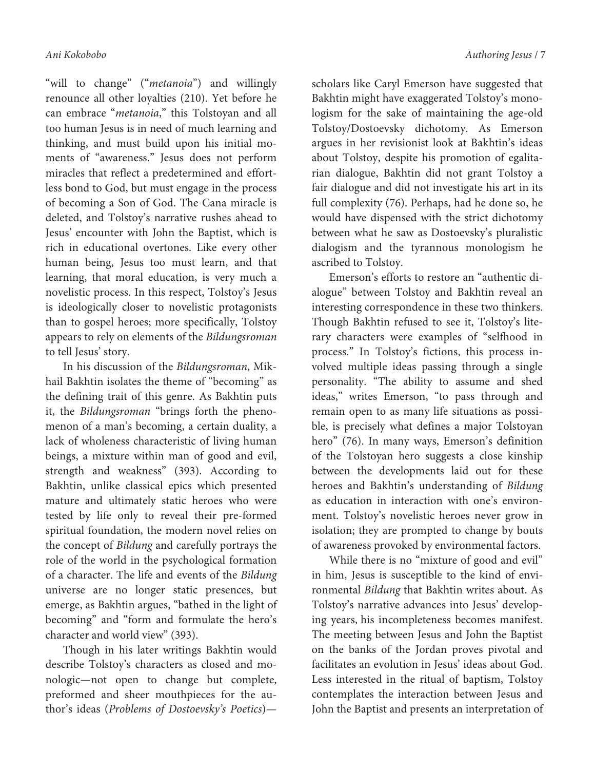"will to change" ("*metanoia*") and willingly renounce all other loyalties (210). Yet before he can embrace "*metanoia*," this Tolstoyan and all too human Jesus is in need of much learning and thinking, and must build upon his initial moments of "awareness." Jesus does not perform miracles that reflect a predetermined and effortless bond to God, but must engage in the process of becoming a Son of God. The Cana miracle is deleted, and Tolstoy's narrative rushes ahead to Jesus' encounter with John the Baptist, which is rich in educational overtones. Like every other human being, Jesus too must learn, and that learning, that moral education, is very much a novelistic process. In this respect, Tolstoy's Jesus is ideologically closer to novelistic protagonists than to gospel heroes; more specifically, Tolstoy appears to rely on elements of the *Bildungsroman* to tell Jesus' story.

In his discussion of the *Bildungsroman*, Mikhail Bakhtin isolates the theme of "becoming" as the defining trait of this genre. As Bakhtin puts it, the *Bildungsroman* "brings forth the phenomenon of a man's becoming, a certain duality, a lack of wholeness characteristic of living human beings, a mixture within man of good and evil, strength and weakness" (393). According to Bakhtin, unlike classical epics which presented mature and ultimately static heroes who were tested by life only to reveal their pre-formed spiritual foundation, the modern novel relies on the concept of *Bildung* and carefully portrays the role of the world in the psychological formation of a character. The life and events of the *Bildung* universe are no longer static presences, but emerge, as Bakhtin argues, "bathed in the light of becoming" and "form and formulate the hero's character and world view" (393).

Though in his later writings Bakhtin would describe Tolstoy's characters as closed and monologic—not open to change but complete, preformed and sheer mouthpieces for the author's ideas (*Problems of Dostoevsky's Poetics*)—scholars like Caryl Emerson have suggested that Bakhtin might have exaggerated Tolstoy's monologism for the sake of maintaining the age-old Tolstoy/Dostoevsky dichotomy. As Emerson argues in her revisionist look at Bakhtin's ideas about Tolstoy, despite his promotion of egalitarian dialogue, Bakhtin did not grant Tolstoy a fair dialogue and did not investigate his art in its full complexity (76). Perhaps, had he done so, he would have dispensed with the strict dichotomy between what he saw as Dostoevsky's pluralistic dialogism and the tyrannous monologism he ascribed to Tolstoy.

Emerson's efforts to restore an "authentic dialogue" between Tolstoy and Bakhtin reveal an interesting correspondence in these two thinkers. Though Bakhtin refused to see it, Tolstoy's literary characters were examples of "selfhood in process." In Tolstoy's fictions, this process involved multiple ideas passing through a single personality. "The ability to assume and shed ideas," writes Emerson, "to pass through and remain open to as many life situations as possible, is precisely what defines a major Tolstoyan hero" (76). In many ways, Emerson's definition of the Tolstoyan hero suggests a close kinship between the developments laid out for these heroes and Bakhtin's understanding of *Bildung* as education in interaction with one's environment. Tolstoy's novelistic heroes never grow in isolation; they are prompted to change by bouts of awareness provoked by environmental factors.

While there is no "mixture of good and evil" in him, Jesus is susceptible to the kind of environmental *Bildung* that Bakhtin writes about. As Tolstoy's narrative advances into Jesus' developing years, his incompleteness becomes manifest. The meeting between Jesus and John the Baptist on the banks of the Jordan proves pivotal and facilitates an evolution in Jesus' ideas about God. Less interested in the ritual of baptism, Tolstoy contemplates the interaction between Jesus and John the Baptist and presents an interpretation of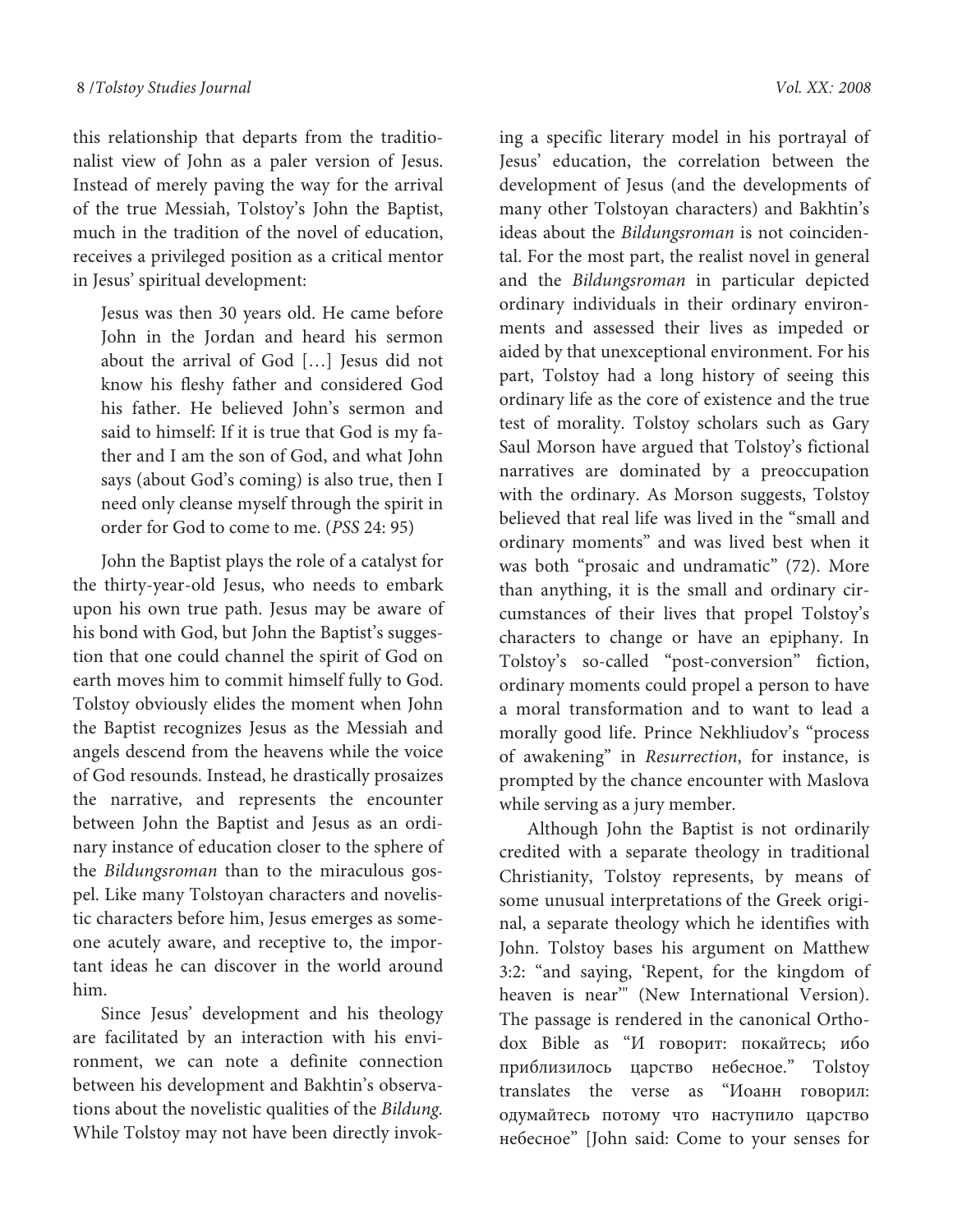this relationship that departs from the traditionalist view of John as a paler version of Jesus. Instead of merely paving the way for the arrival of the true Messiah, Tolstoy's John the Baptist, much in the tradition of the novel of education, receives a privileged position as a critical mentor in Jesus' spiritual development:

> Jesus was then 30 years old. He came before John in the Jordan and heard his sermon about the arrival of God […] Jesus did not know his fleshy father and considered God his father. He believed John's sermon and said to himself: If it is true that God is my father and I am the son of God, and what John says (about God's coming) is also true, then I need only cleanse myself through the spirit in order for God to come to me. (*PSS* 24: 95)

John the Baptist plays the role of a catalyst for the thirty-year-old Jesus, who needs to embark upon his own true path. Jesus may be aware of his bond with God, but John the Baptist's suggestion that one could channel the spirit of God on earth moves him to commit himself fully to God. Tolstoy obviously elides the moment when John the Baptist recognizes Jesus as the Messiah and angels descend from the heavens while the voice of God resounds. Instead, he drastically prosaizes the narrative, and represents the encounter between John the Baptist and Jesus as an ordinary instance of education closer to the sphere of the *Bildungsroman* than to the miraculous gospel. Like many Tolstoyan characters and novelistic characters before him, Jesus emerges as someone acutely aware, and receptive to, the important ideas he can discover in the world around him.

Since Jesus' development and his theology are facilitated by an interaction with his environment, we can note a definite connection between his development and Bakhtin's observations about the novelistic qualities of the *Bildung.* While Tolstoy may not have been directly invoking a specific literary model in his portrayal of Jesus' education, the correlation between the development of Jesus (and the developments of many other Tolstoyan characters) and Bakhtin's ideas about the *Bildungsroman* is not coincidental. For the most part, the realist novel in general and the *Bildungsroman* in particular depicted ordinary individuals in their ordinary environments and assessed their lives as impeded or aided by that unexceptional environment. For his part, Tolstoy had a long history of seeing this ordinary life as the core of existence and the true test of morality. Tolstoy scholars such as Gary Saul Morson have argued that Tolstoy's fictional narratives are dominated by a preoccupation with the ordinary. As Morson suggests, Tolstoy believed that real life was lived in the "small and ordinary moments" and was lived best when it was both "prosaic and undramatic" (72). More than anything, it is the small and ordinary circumstances of their lives that propel Tolstoy's characters to change or have an epiphany. In Tolstoy's so-called "post-conversion" fiction, ordinary moments could propel a person to have a moral transformation and to want to lead a morally good life. Prince Nekhliudov's "process of awakening" in *Resurrection*, for instance, is prompted by the chance encounter with Maslova while serving as a jury member.

Although John the Baptist is not ordinarily credited with a separate theology in traditional Christianity, Tolstoy represents, by means of some unusual interpretations of the Greek original, a separate theology which he identifies with John. Tolstoy bases his argument on Matthew 3:2: "and saying, 'Repent, for the kingdom of heaven is near'" (New International Version). The passage is rendered in the canonical Orthodox Bible as "И говорит: покайтесь; ибо приблизилось царство небесное." Tolstoy translates the verse as "Иоанн говорил: одумайтесь потому что наступило царство небесное" [John said: Come to your senses for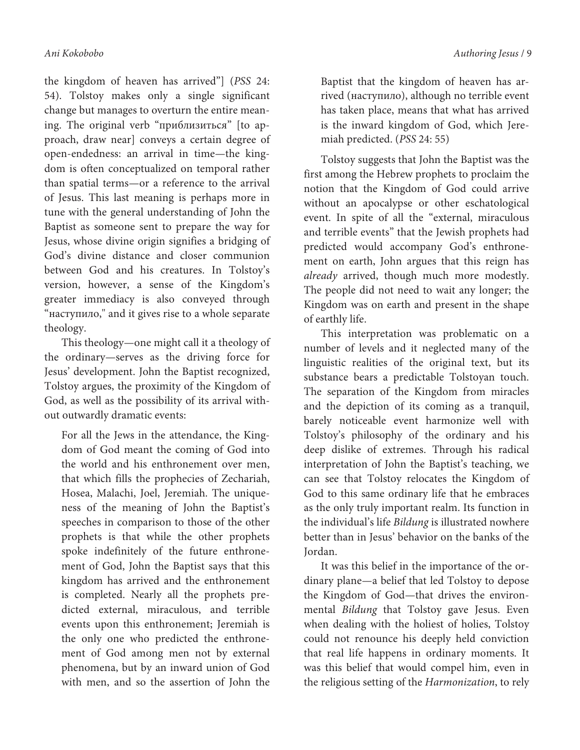the kingdom of heaven has arrived"] (*PSS* 24: 54). Tolstoy makes only a single significant change but manages to overturn the entire meaning. The original verb "приблизиться" [to approach, draw near] conveys a certain degree of open-endedness: an arrival in time—the kingdom is often conceptualized on temporal rather than spatial terms—or a reference to the arrival of Jesus. This last meaning is perhaps more in tune with the general understanding of John the Baptist as someone sent to prepare the way for Jesus, whose divine origin signifies a bridging of God's divine distance and closer communion between God and his creatures. In Tolstoy's version, however, a sense of the Kingdom's greater immediacy is also conveyed through "наступило," and it gives rise to a whole separate theology.

This theology—one might call it a theology of the ordinary—serves as the driving force for Jesus' development. John the Baptist recognized, Tolstoy argues, the proximity of the Kingdom of God, as well as the possibility of its arrival without outwardly dramatic events:

> For all the Jews in the attendance, the Kingdom of God meant the coming of God into the world and his enthronement over men, that which fills the prophecies of Zechariah, Hosea, Malachi, Joel, Jeremiah. The uniqueness of the meaning of John the Baptist's speeches in comparison to those of the other prophets is that while the other prophets spoke indefinitely of the future enthronement of God, John the Baptist says that this kingdom has arrived and the enthronement is completed. Nearly all the prophets predicted external, miraculous, and terrible events upon this enthronement; Jeremiah is the only one who predicted the enthronement of God among men not by external phenomena, but by an inward union of God with men, and so the assertion of John the Baptist that the kingdom of heaven has arrived (наступило), although no terrible event has taken place, means that what has arrived is the inward kingdom of God, which Jeremiah predicted. (*PSS* 24: 55)

Tolstoy suggests that John the Baptist was the first among the Hebrew prophets to proclaim the notion that the Kingdom of God could arrive without an apocalypse or other eschatological event. In spite of all the "external, miraculous and terrible events" that the Jewish prophets had predicted would accompany God's enthronement on earth, John argues that this reign has *already* arrived, though much more modestly. The people did not need to wait any longer; the Kingdom was on earth and present in the shape of earthly life.

This interpretation was problematic on a number of levels and it neglected many of the linguistic realities of the original text, but its substance bears a predictable Tolstoyan touch. The separation of the Kingdom from miracles and the depiction of its coming as a tranquil, barely noticeable event harmonize well with Tolstoy's philosophy of the ordinary and his deep dislike of extremes. Through his radical interpretation of John the Baptist's teaching, we can see that Tolstoy relocates the Kingdom of God to this same ordinary life that he embraces as the only truly important realm. Its function in the individual's life *Bildung* is illustrated nowhere better than in Jesus' behavior on the banks of the Jordan.

It was this belief in the importance of the ordinary plane—a belief that led Tolstoy to depose the Kingdom of God—that drives the environmental *Bildung* that Tolstoy gave Jesus. Even when dealing with the holiest of holies, Tolstoy could not renounce his deeply held conviction that real life happens in ordinary moments. It was this belief that would compel him, even in the religious setting of the *Harmonization*, to rely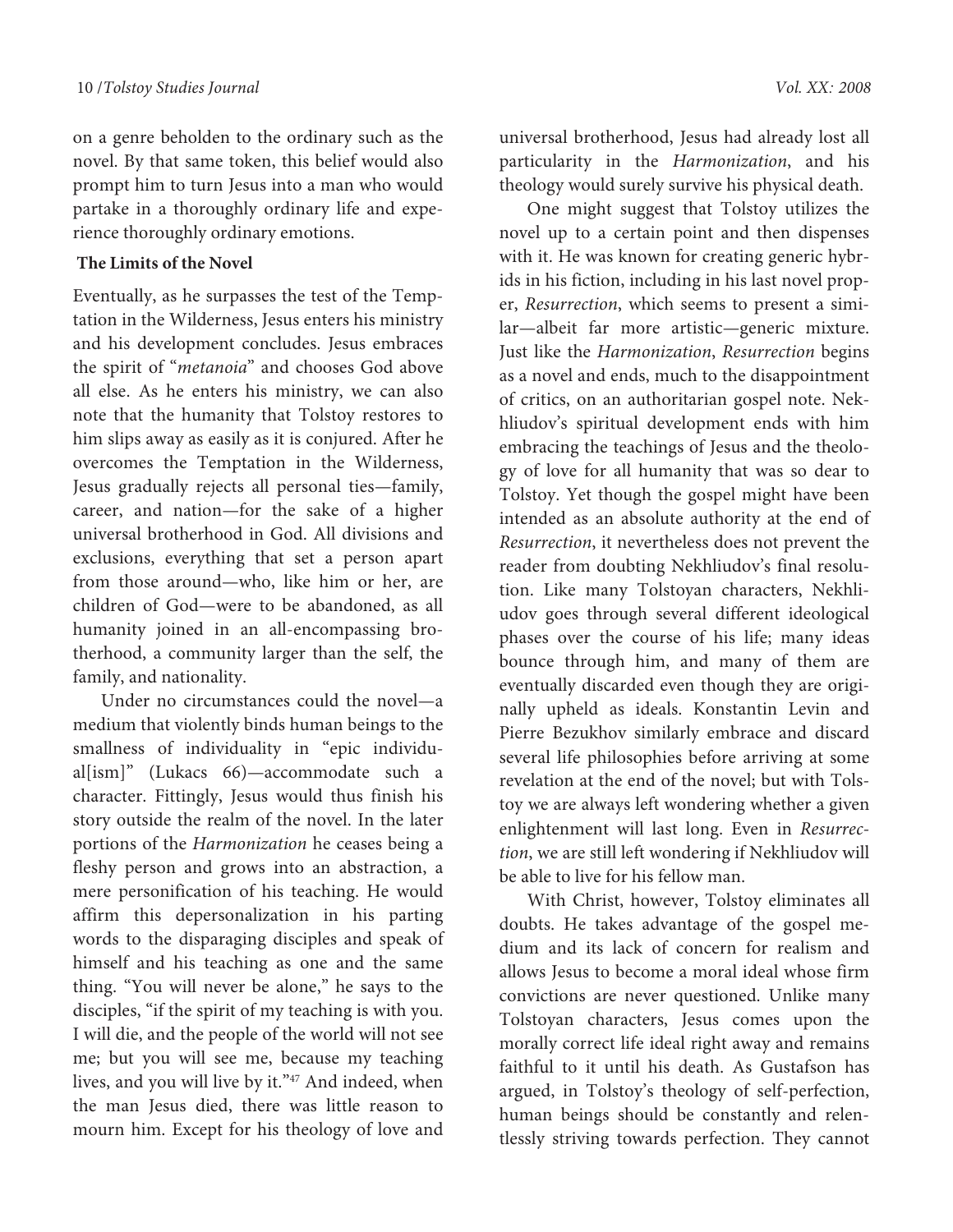on a genre beholden to the ordinary such as the novel. By that same token, this belief would also prompt him to turn Jesus into a man who would partake in a thoroughly ordinary life and experience thoroughly ordinary emotions.

**The Limits of the Novel**

Eventually, as he surpasses the test of the Temptation in the Wilderness, Jesus enters his ministry and his development concludes. Jesus embraces the spirit of "*metanoia*" and chooses God above all else. As he enters his ministry, we can also note that the humanity that Tolstoy restores to him slips away as easily as it is conjured. After he overcomes the Temptation in the Wilderness, Jesus gradually rejects all personal ties—family, career, and nation—for the sake of a higher universal brotherhood in God. All divisions and exclusions, everything that set a person apart from those around—who, like him or her, are children of God—were to be abandoned, as all humanity joined in an all-encompassing brotherhood, a community larger than the self, the family, and nationality.

Under no circumstances could the novel—a medium that violently binds human beings to the smallness of individuality in "epic individual[ism]" (Lukacs 66)—accommodate such a character. Fittingly, Jesus would thus finish his story outside the realm of the novel. In the later portions of the *Harmonization* he ceases being a fleshy person and grows into an abstraction, a mere personification of his teaching. He would affirm this depersonalization in his parting words to the disparaging disciples and speak of himself and his teaching as one and the same thing. "You will never be alone," he says to the disciples, "if the spirit of my teaching is with you. I will die, and the people of the world will not see me; but you will see me, because my teaching lives, and you will live by it."[47] And indeed, when the man Jesus died, there was little reason to mourn him. Except for his theology of love and universal brotherhood, Jesus had already lost all particularity in the *Harmonization*, and his theology would surely survive his physical death.

One might suggest that Tolstoy utilizes the novel up to a certain point and then dispenses with it. He was known for creating generic hybrids in his fiction, including in his last novel proper, *Resurrection*, which seems to present a similar—albeit far more artistic—generic mixture. Just like the *Harmonization*, *Resurrection* begins as a novel and ends, much to the disappointment of critics, on an authoritarian gospel note. Nekhliudov's spiritual development ends with him embracing the teachings of Jesus and the theology of love for all humanity that was so dear to Tolstoy. Yet though the gospel might have been intended as an absolute authority at the end of *Resurrection*, it nevertheless does not prevent the reader from doubting Nekhliudov's final resolution. Like many Tolstoyan characters, Nekhliudov goes through several different ideological phases over the course of his life; many ideas bounce through him, and many of them are eventually discarded even though they are originally upheld as ideals. Konstantin Levin and Pierre Bezukhov similarly embrace and discard several life philosophies before arriving at some revelation at the end of the novel; but with Tolstoy we are always left wondering whether a given enlightenment will last long. Even in *Resurrection*, we are still left wondering if Nekhliudov will be able to live for his fellow man.

With Christ, however, Tolstoy eliminates all doubts. He takes advantage of the gospel medium and its lack of concern for realism and allows Jesus to become a moral ideal whose firm convictions are never questioned. Unlike many Tolstoyan characters, Jesus comes upon the morally correct life ideal right away and remains faithful to it until his death. As Gustafson has argued, in Tolstoy's theology of self-perfection, human beings should be constantly and relentlessly striving towards perfection. They cannot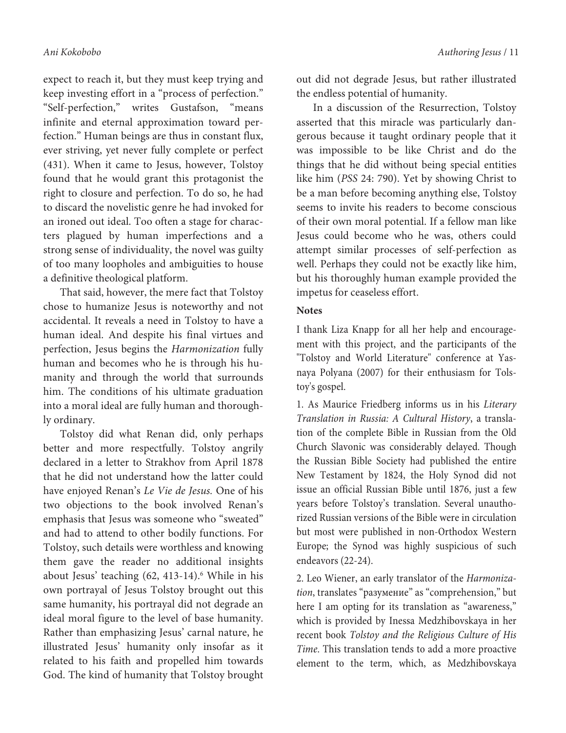expect to reach it, but they must keep trying and keep investing effort in a "process of perfection." "Self-perfection," writes Gustafson, "means infinite and eternal approximation toward perfection." Human beings are thus in constant flux, ever striving, yet never fully complete or perfect (431). When it came to Jesus, however, Tolstoy found that he would grant this protagonist the right to closure and perfection. To do so, he had to discard the novelistic genre he had invoked for an ironed out ideal. Too often a stage for characters plagued by human imperfections and a strong sense of individuality, the novel was guilty of too many loopholes and ambiguities to house a definitive theological platform.

That said, however, the mere fact that Tolstoy chose to humanize Jesus is noteworthy and not accidental. It reveals a need in Tolstoy to have a human ideal. And despite his final virtues and perfection, Jesus begins the *Harmonization* fully human and becomes who he is through his humanity and through the world that surrounds him. The conditions of his ultimate graduation into a moral ideal are fully human and thoroughly ordinary.

Tolstoy did what Renan did, only perhaps better and more respectfully. Tolstoy angrily declared in a letter to Strakhov from April 1878 that he did not understand how the latter could have enjoyed Renan's *Le Vie de Jesus.* One of his two objections to the book involved Renan's emphasis that Jesus was someone who "sweated" and had to attend to other bodily functions. For Tolstoy, such details were worthless and knowing them gave the reader no additional insights about Jesus' teaching (62, 413-14).[6] While in his own portrayal of Jesus Tolstoy brought out this same humanity, his portrayal did not degrade an ideal moral figure to the level of base humanity. Rather than emphasizing Jesus' carnal nature, he illustrated Jesus' humanity only insofar as it related to his faith and propelled him towards God. The kind of humanity that Tolstoy brought out did not degrade Jesus, but rather illustrated the endless potential of humanity.

In a discussion of the Resurrection, Tolstoy asserted that this miracle was particularly dangerous because it taught ordinary people that it was impossible to be like Christ and do the things that he did without being special entities like him (*PSS* 24: 790). Yet by showing Christ to be a man before becoming anything else, Tolstoy seems to invite his readers to become conscious of their own moral potential. If a fellow man like Jesus could become who he was, others could attempt similar processes of self-perfection as well. Perhaps they could not be exactly like him, but his thoroughly human example provided the impetus for ceaseless effort.

**Notes**

I thank Liza Knapp for all her help and encouragement with this project, and the participants of the "Tolstoy and World Literature" conference at Yasnaya Polyana (2007) for their enthusiasm for Tolstoy's gospel.

1. As Maurice Friedberg informs us in his *Literary Translation in Russia: A Cultural History*, a translation of the complete Bible in Russian from the Old Church Slavonic was considerably delayed. Though the Russian Bible Society had published the entire New Testament by 1824, the Holy Synod did not issue an official Russian Bible until 1876, just a few years before Tolstoy's translation. Several unauthorized Russian versions of the Bible were in circulation but most were published in non-Orthodox Western Europe; the Synod was highly suspicious of such endeavors (22-24).

2. Leo Wiener, an early translator of the *Harmonization*, translates "разумение" as "comprehension," but here I am opting for its translation as "awareness," which is provided by Inessa Medzhibovskaya in her recent book *Tolstoy and the Religious Culture of His Time*. This translation tends to add a more proactive element to the term, which, as Medzhibovskaya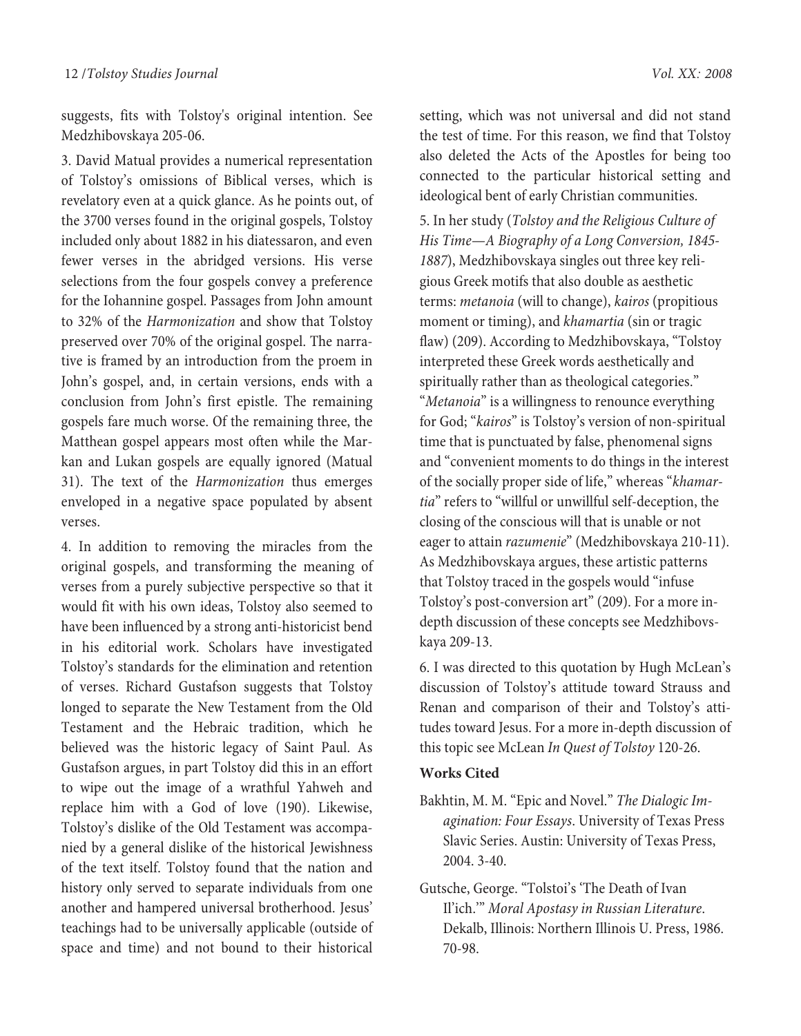suggests, fits with Tolstoy's original intention. See Medzhibovskaya 205-06.

3. David Matual provides a numerical representation of Tolstoy's omissions of Biblical verses, which is revelatory even at a quick glance. As he points out, of the 3700 verses found in the original gospels, Tolstoy included only about 1882 in his diatessaron, and even fewer verses in the abridged versions. His verse selections from the four gospels convey a preference for the Iohannine gospel. Passages from John amount to 32% of the *Harmonization* and show that Tolstoy preserved over 70% of the original gospel. The narrative is framed by an introduction from the proem in John's gospel, and, in certain versions, ends with a conclusion from John's first epistle. The remaining gospels fare much worse. Of the remaining three, the Matthean gospel appears most often while the Markan and Lukan gospels are equally ignored (Matual 31). The text of the *Harmonization* thus emerges enveloped in a negative space populated by absent verses.

4. In addition to removing the miracles from the original gospels, and transforming the meaning of verses from a purely subjective perspective so that it would fit with his own ideas, Tolstoy also seemed to have been influenced by a strong anti-historicist bend in his editorial work. Scholars have investigated Tolstoy's standards for the elimination and retention of verses. Richard Gustafson suggests that Tolstoy longed to separate the New Testament from the Old Testament and the Hebraic tradition, which he believed was the historic legacy of Saint Paul. As Gustafson argues, in part Tolstoy did this in an effort to wipe out the image of a wrathful Yahweh and replace him with a God of love (190). Likewise, Tolstoy's dislike of the Old Testament was accompanied by a general dislike of the historical Jewishness of the text itself. Tolstoy found that the nation and history only served to separate individuals from one another and hampered universal brotherhood. Jesus' teachings had to be universally applicable (outside of space and time) and not bound to their historical setting, which was not universal and did not stand the test of time. For this reason, we find that Tolstoy also deleted the Acts of the Apostles for being too connected to the particular historical setting and ideological bent of early Christian communities.

5. In her study (*Tolstoy and the Religious Culture of His Time—A Biography of a Long Conversion, 1845-1887*), Medzhibovskaya singles out three key religious Greek motifs that also double as aesthetic terms: *metanoia* (will to change), *kairos* (propitious moment or timing), and *khamartia* (sin or tragic flaw) (209). According to Medzhibovskaya, "Tolstoy interpreted these Greek words aesthetically and spiritually rather than as theological categories." "*Metanoia*" is a willingness to renounce everything for God; "*kairos*" is Tolstoy's version of non-spiritual time that is punctuated by false, phenomenal signs and "convenient moments to do things in the interest of the socially proper side of life," whereas "*khamartia*" refers to "willful or unwillful self-deception, the closing of the conscious will that is unable or not eager to attain *razumenie*" (Medzhibovskaya 210-11). As Medzhibovskaya argues, these artistic patterns that Tolstoy traced in the gospels would "infuse Tolstoy's post-conversion art" (209). For a more in-depth discussion of these concepts see Medzhibovskaya 209-13.

6. I was directed to this quotation by Hugh McLean's discussion of Tolstoy's attitude toward Strauss and Renan and comparison of their and Tolstoy's attitudes toward Jesus. For a more in-depth discussion of this topic see McLean *In Quest of Tolstoy* 120-26.

**Works Cited**

Bakhtin, M. M. "Epic and Novel." *The Dialogic Imagination: Four Essays*. University of Texas Press Slavic Series. Austin: University of Texas Press, 2004. 3-40.

Gutsche, George. "Tolstoi's 'The Death of Ivan Il'ich.'" *Moral Apostasy in Russian Literature*. Dekalb, Illinois: Northern Illinois U. Press, 1986. 70-98.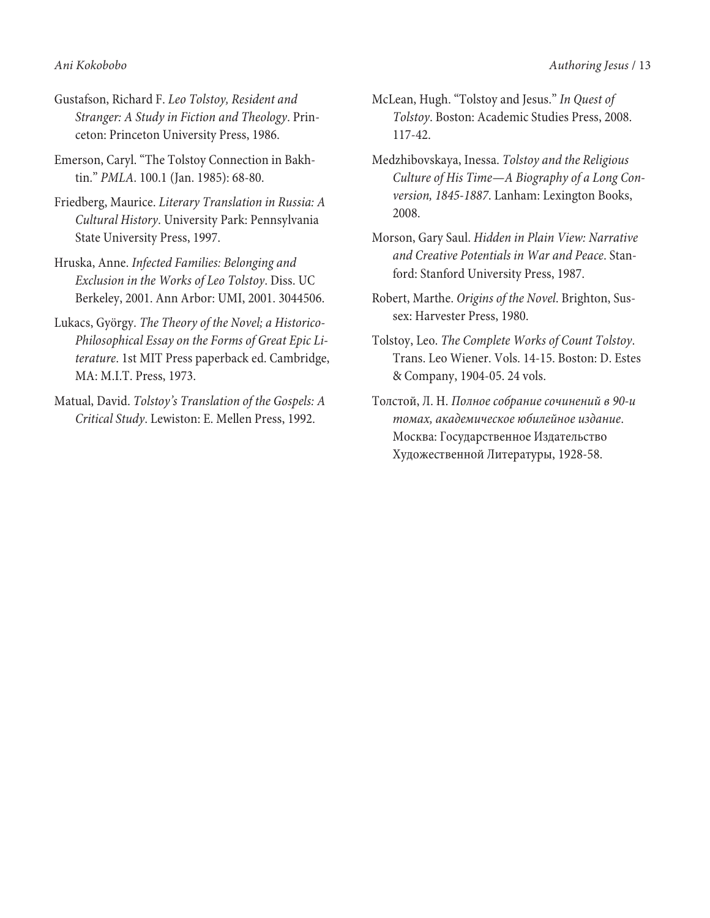Gustafson, Richard F. *Leo Tolstoy, Resident and Stranger: A Study in Fiction and Theology*. Princeton: Princeton University Press, 1986.

Emerson, Caryl. "The Tolstoy Connection in Bakhtin." *PMLA*. 100.1 (Jan. 1985): 68-80.

Friedberg, Maurice. *Literary Translation in Russia: A Cultural History*. University Park: Pennsylvania State University Press, 1997.

Hruska, Anne. *Infected Families: Belonging and Exclusion in the Works of Leo Tolstoy*. Diss. UC Berkeley, 2001. Ann Arbor: UMI, 2001. 3044506.

Lukacs, György. *The Theory of the Novel; a Historico-Philosophical Essay on the Forms of Great Epic Literature*. 1st MIT Press paperback ed. Cambridge, MA: M.I.T. Press, 1973.

Matual, David. *Tolstoy's Translation of the Gospels: A Critical Study*. Lewiston: E. Mellen Press, 1992.

McLean, Hugh. "Tolstoy and Jesus." *In Quest of Tolstoy*. Boston: Academic Studies Press, 2008. 117-42.

Medzhibovskaya, Inessa. *Tolstoy and the Religious Culture of His Time—A Biography of a Long Conversion, 1845-1887*. Lanham: Lexington Books, 2008.

Morson, Gary Saul. *Hidden in Plain View: Narrative and Creative Potentials in War and Peace*. Stanford: Stanford University Press, 1987.

Robert, Marthe. *Origins of the Novel*. Brighton, Sussex: Harvester Press, 1980.

Tolstoy, Leo. *The Complete Works of Count Tolstoy*. Trans. Leo Wiener. Vols. 14-15. Boston: D. Estes & Company, 1904-05. 24 vols.

Толстой, Л. Н. *Полное собрание сочинений в 90-и томах, академическое юбилейное издание*. Москва: Государственное Издательство Художественной Литературы, 1928-58.